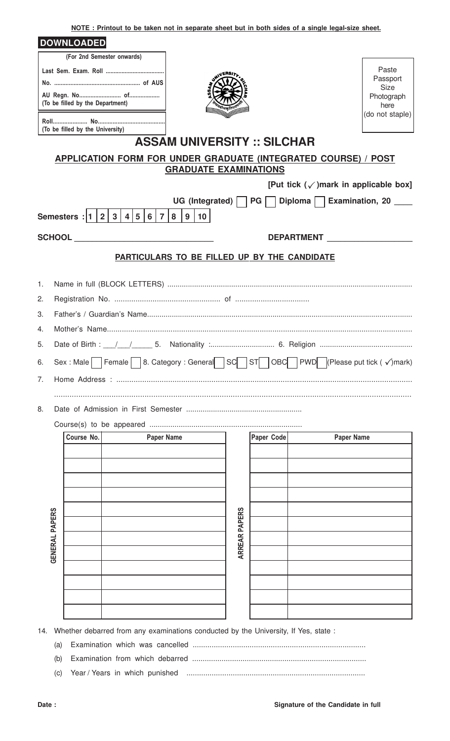**NOTE : Printout to be taken not in separate sheet but in both sides of a single legal-size sheet.**

**DOWNLOADED**

**(For 2nd Semester onwards)**

**Last Sem. Exam. Roll ..................................**

**No. .................................................. of AUS**

**AU Regn. No......................... of..................**
**(To be filled by the Department)**

**Roll.................... No........................................**
**(To be filled by the University)**

Paste Passport Size Photograph here (do not staple)

# ASSAM UNIVERSITY :: SILCHAR

## APPLICATION FORM FOR UNDER GRADUATE (INTEGRATED COURSE) / POST GRADUATE EXAMINATIONS

**[Put tick (✓)mark in applicable box]**

**UG (Integrated) ☐ PG ☐ Diploma ☐ Examination, 20 ____**

**Semesters : 1 | 2 | 3 | 4 | 5 | 6 | 7 | 8 | 9 | 10**

**SCHOOL** ______________________________ **DEPARTMENT** ____________________

### PARTICULARS TO BE FILLED UP BY THE CANDIDATE

1. Name in full (BLOCK LETTERS) ..............................................................................................................
2. Registration No. .................................................. of ..................................
3. Father's / Guardian's Name..............................................................................................................
4. Mother's Name..............................................................................................................
5. Date of Birth : ___/___/_____ 5. Nationality :.............................. 6. Religion ............................................
6. Sex : Male ☐ Female ☐ 8. Category : General ☐ SC ☐ ST ☐ OBC ☐ PWD ☐ (Please put tick ( ✓)mark)
7. Home Address : ..............................................................................................................

   ..............................................................................................................

8. Date of Admission in First Semester .......................................................

   Course(s) to be appeared .........................................................................

**GENERAL PAPERS**

| Course No. | Paper Name |
|---|---|
| | |
| | |
| | |
| | |
| | |
| | |
| | |
| | |
| | |
| | |
| | |
| | |

**ARREAR PAPERS**

| Paper Code | Paper Name |
|---|---|
| | |
| | |
| | |
| | |
| | |
| | |
| | |
| | |
| | |
| | |
| | |
| | |

14. Whether debarred from any examinations conducted by the University, If Yes, state :
    - (a) Examination which was cancelled .................................................................................
    - (b) Examination from which debarred .................................................................................
    - (c) Year / Years in which punished .................................................................................

**Date :** **Signature of the Candidate in full**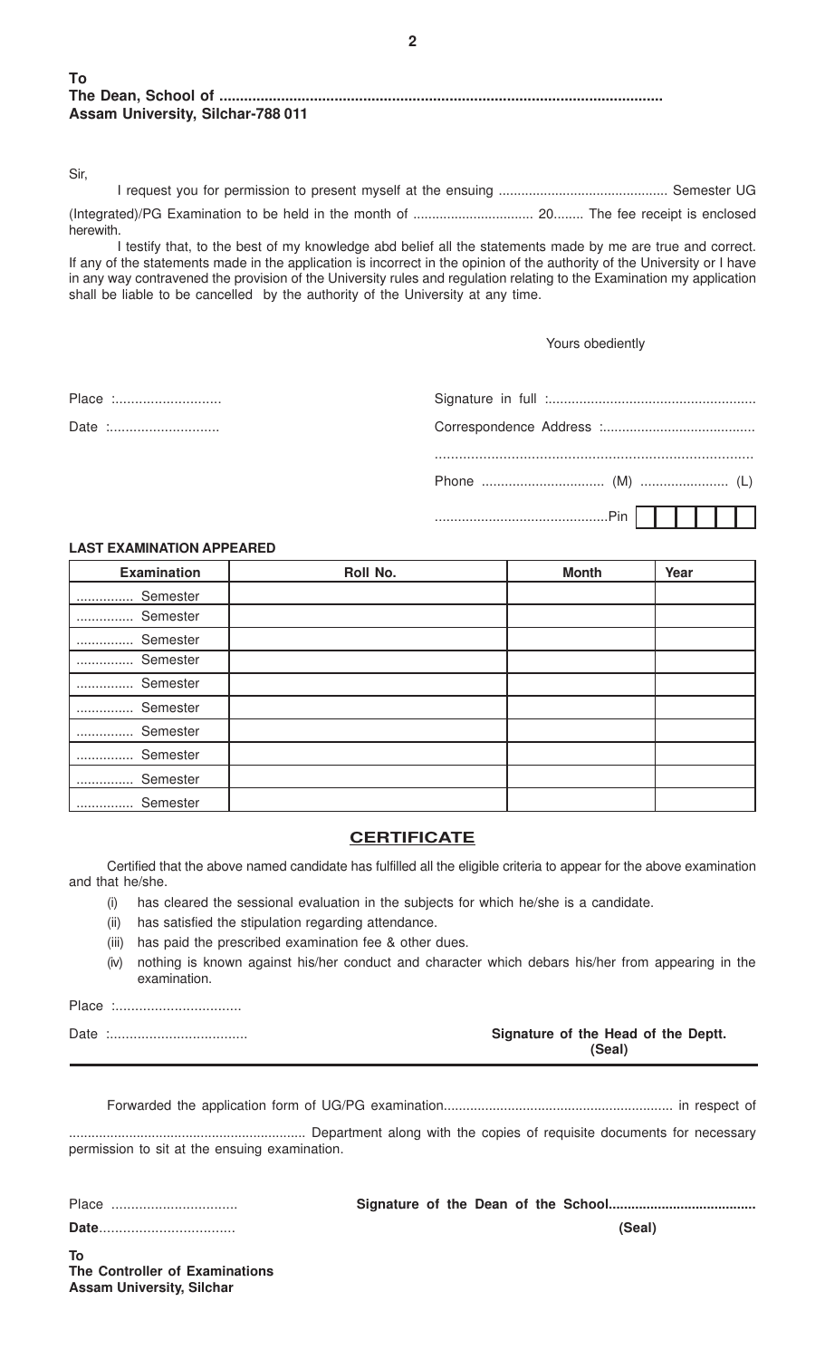**To**
**The Dean, School of ..........................................................................................................**
**Assam University, Silchar-788 011**

Sir,

I request you for permission to present myself at the ensuing ............................................ Semester UG (Integrated)/PG Examination to be held in the month of ................................ 20........ The fee receipt is enclosed herewith.

I testify that, to the best of my knowledge abd belief all the statements made by me are true and correct. If any of the statements made in the application is incorrect in the opinion of the authority of the University or I have in any way contravened the provision of the University rules and regulation relating to the Examination my application shall be liable to be cancelled by the authority of the University at any time.

Yours obediently

Place :...........................

Date :............................

Signature in full :.....................................................

Correspondence Address :.......................................

...............................................................................

Phone ............................... (M) ...................... (L)

.............................................Pin

**LAST EXAMINATION APPEARED**

| Examination | Roll No. | Month | Year |
|---|---|---|---|
| .............. Semester | | | |
| .............. Semester | | | |
| .............. Semester | | | |
| .............. Semester | | | |
| .............. Semester | | | |
| .............. Semester | | | |
| .............. Semester | | | |
| .............. Semester | | | |
| .............. Semester | | | |
| .............. Semester | | | |

## CERTIFICATE

Certified that the above named candidate has fulfilled all the eligible criteria to appear for the above examination and that he/she.

(i) has cleared the sessional evaluation in the subjects for which he/she is a candidate.

(ii) has satisfied the stipulation regarding attendance.

(iii) has paid the prescribed examination fee & other dues.

(iv) nothing is known against his/her conduct and character which debars his/her from appearing in the examination.

Place :................................

Date :...................................

**Signature of the Head of the Deptt.**
**(Seal)**

---

Forwarded the application form of UG/PG examination............................................................ in respect of .............................................................. Department along with the copies of requisite documents for necessary permission to sit at the ensuing examination.

Place ...............................

**Date**.................................

**Signature of the Dean of the School......................................**
**(Seal)**

**To**
**The Controller of Examinations**
**Assam University, Silchar**